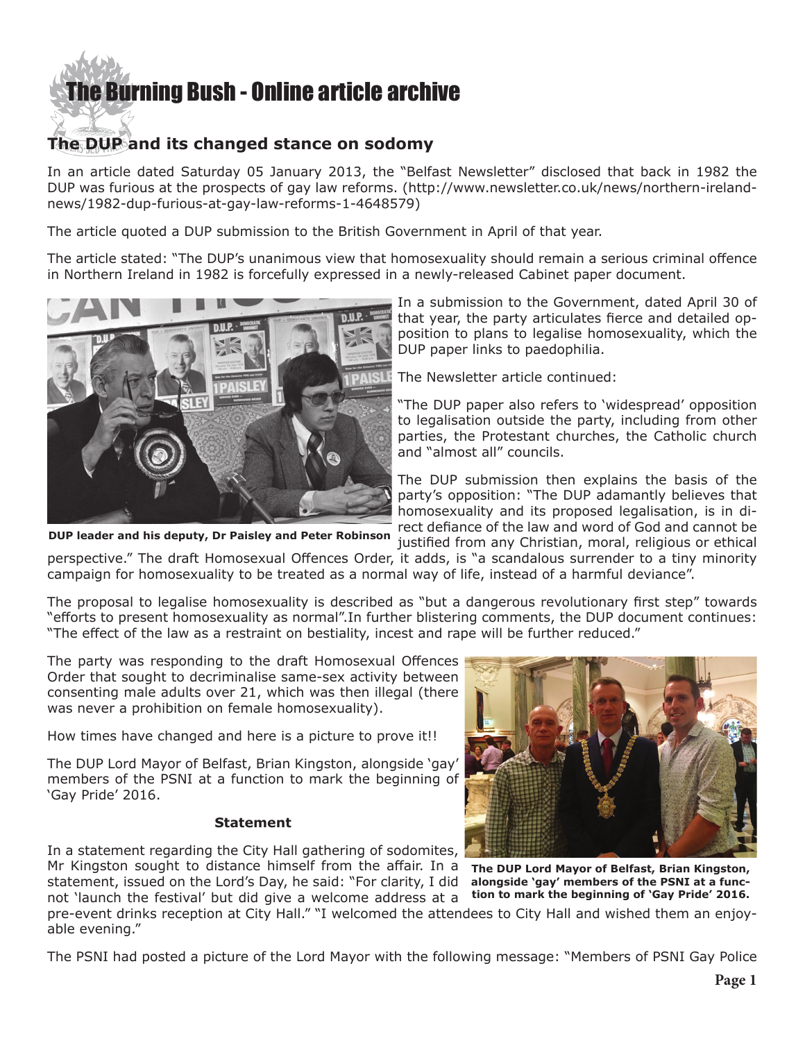# The Burning Bush - Online article archive

## The DUP and its changed stance on sodomy

In an article dated Saturday 05 January 2013, the "Belfast Newsletter" disclosed that back in 1982 the DUP was furious at the prospects of gay law reforms. (http://www.newsletter.co.uk/news/northern-ireland-news/1982-dup-furious-at-gay-law-reforms-1-4648579)

The article quoted a DUP submission to the British Government in April of that year.

The article stated: "The DUP's unanimous view that homosexuality should remain a serious criminal offence in Northern Ireland in 1982 is forcefully expressed in a newly-released Cabinet paper document.

DUP leader and his deputy, Dr Paisley and Peter Robinson

In a submission to the Government, dated April 30 of that year, the party articulates fierce and detailed opposition to plans to legalise homosexuality, which the DUP paper links to paedophilia.

The Newsletter article continued:

"The DUP paper also refers to 'widespread' opposition to legalisation outside the party, including from other parties, the Protestant churches, the Catholic church and "almost all" councils.

The DUP submission then explains the basis of the party's opposition: "The DUP adamantly believes that homosexuality and its proposed legalisation, is in direct defiance of the law and word of God and cannot be justified from any Christian, moral, religious or ethical perspective." The draft Homosexual Offences Order, it adds, is "a scandalous surrender to a tiny minority campaign for homosexuality to be treated as a normal way of life, instead of a harmful deviance".

The proposal to legalise homosexuality is described as "but a dangerous revolutionary first step" towards "efforts to present homosexuality as normal".In further blistering comments, the DUP document continues: "The effect of the law as a restraint on bestiality, incest and rape will be further reduced."

The party was responding to the draft Homosexual Offences Order that sought to decriminalise same-sex activity between consenting male adults over 21, which was then illegal (there was never a prohibition on female homosexuality).

How times have changed and here is a picture to prove it!!

The DUP Lord Mayor of Belfast, Brian Kingston, alongside 'gay' members of the PSNI at a function to mark the beginning of 'Gay Pride' 2016.

**The DUP Lord Mayor of Belfast, Brian Kingston, alongside 'gay' members of the PSNI at a function to mark the beginning of 'Gay Pride' 2016.**

### Statement

In a statement regarding the City Hall gathering of sodomites, Mr Kingston sought to distance himself from the affair. In a statement, issued on the Lord's Day, he said: "For clarity, I did not 'launch the festival' but did give a welcome address at a pre-event drinks reception at City Hall." "I welcomed the attendees to City Hall and wished them an enjoyable evening."

The PSNI had posted a picture of the Lord Mayor with the following message: "Members of PSNI Gay Police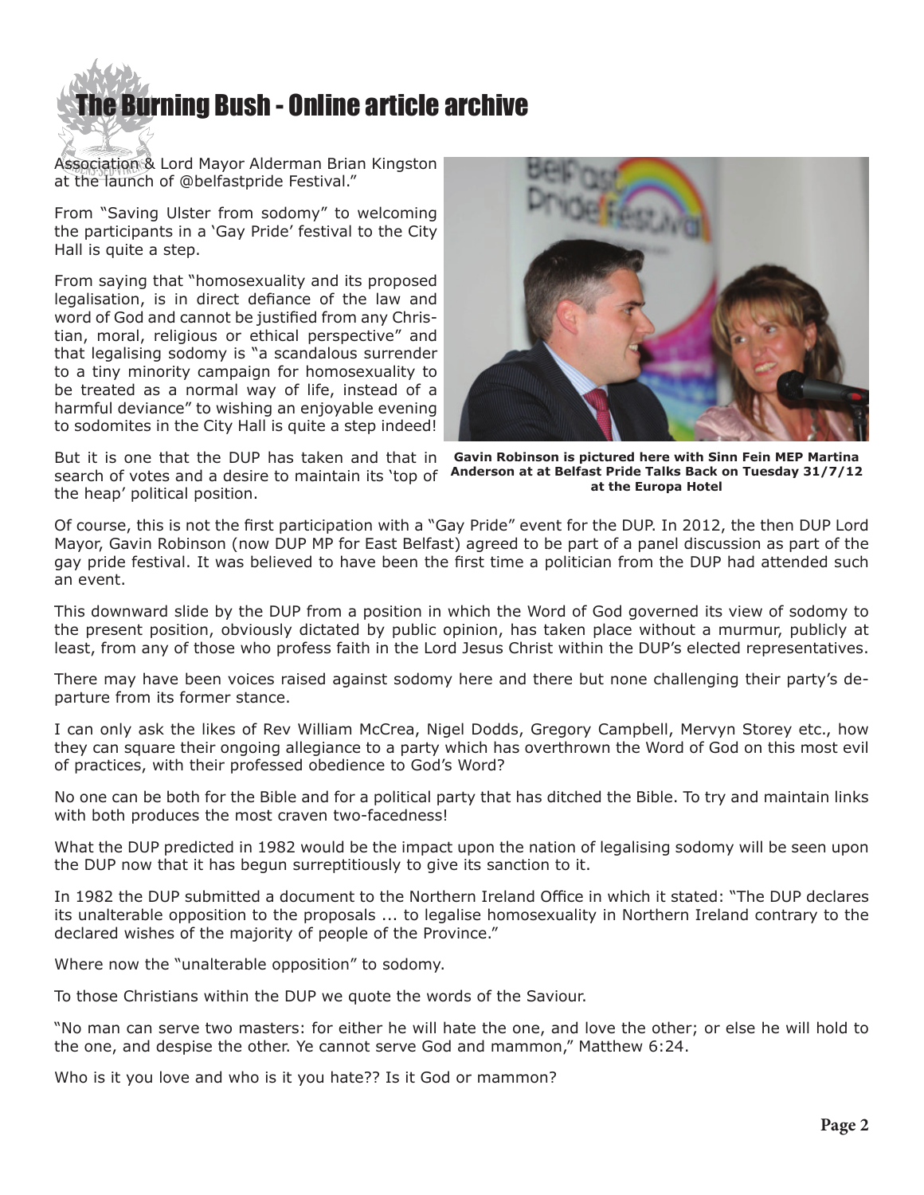Association & Lord Mayor Alderman Brian Kingston at the launch of @belfastpride Festival."

From "Saving Ulster from sodomy" to welcoming the participants in a 'Gay Pride' festival to the City Hall is quite a step.

From saying that "homosexuality and its proposed legalisation, is in direct defiance of the law and word of God and cannot be justified from any Christian, moral, religious or ethical perspective" and that legalising sodomy is "a scandalous surrender to a tiny minority campaign for homosexuality to be treated as a normal way of life, instead of a harmful deviance" to wishing an enjoyable evening to sodomites in the City Hall is quite a step indeed!

But it is one that the DUP has taken and that in search of votes and a desire to maintain its 'top of the heap' political position.

**Gavin Robinson is pictured here with Sinn Fein MEP Martina Anderson at at Belfast Pride Talks Back on Tuesday 31/7/12 at the Europa Hotel**

Of course, this is not the first participation with a "Gay Pride" event for the DUP. In 2012, the then DUP Lord Mayor, Gavin Robinson (now DUP MP for East Belfast) agreed to be part of a panel discussion as part of the gay pride festival. It was believed to have been the first time a politician from the DUP had attended such an event.

This downward slide by the DUP from a position in which the Word of God governed its view of sodomy to the present position, obviously dictated by public opinion, has taken place without a murmur, publicly at least, from any of those who profess faith in the Lord Jesus Christ within the DUP's elected representatives.

There may have been voices raised against sodomy here and there but none challenging their party's departure from its former stance.

I can only ask the likes of Rev William McCrea, Nigel Dodds, Gregory Campbell, Mervyn Storey etc., how they can square their ongoing allegiance to a party which has overthrown the Word of God on this most evil of practices, with their professed obedience to God's Word?

No one can be both for the Bible and for a political party that has ditched the Bible. To try and maintain links with both produces the most craven two-facedness!

What the DUP predicted in 1982 would be the impact upon the nation of legalising sodomy will be seen upon the DUP now that it has begun surreptitiously to give its sanction to it.

In 1982 the DUP submitted a document to the Northern Ireland Office in which it stated: "The DUP declares its unalterable opposition to the proposals ... to legalise homosexuality in Northern Ireland contrary to the declared wishes of the majority of people of the Province."

Where now the "unalterable opposition" to sodomy.

To those Christians within the DUP we quote the words of the Saviour.

"No man can serve two masters: for either he will hate the one, and love the other; or else he will hold to the one, and despise the other. Ye cannot serve God and mammon," Matthew 6:24.

Who is it you love and who is it you hate?? Is it God or mammon?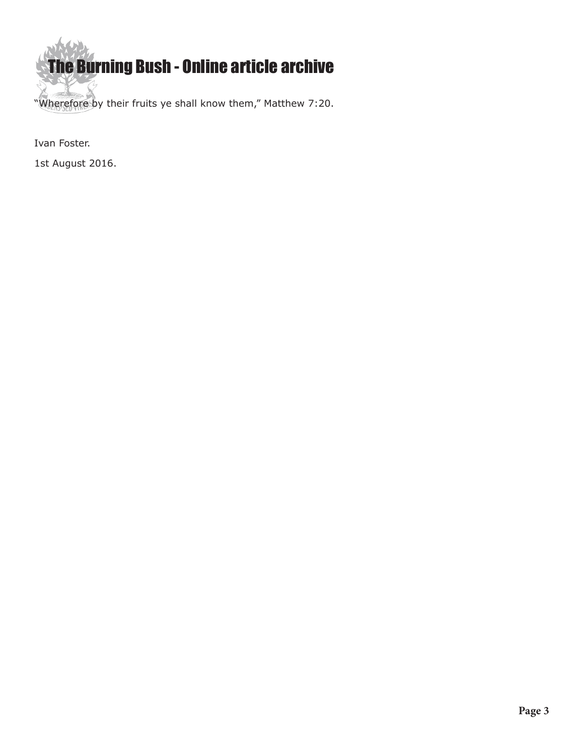"Wherefore by their fruits ye shall know them," Matthew 7:20.

Ivan Foster.

1st August 2016.